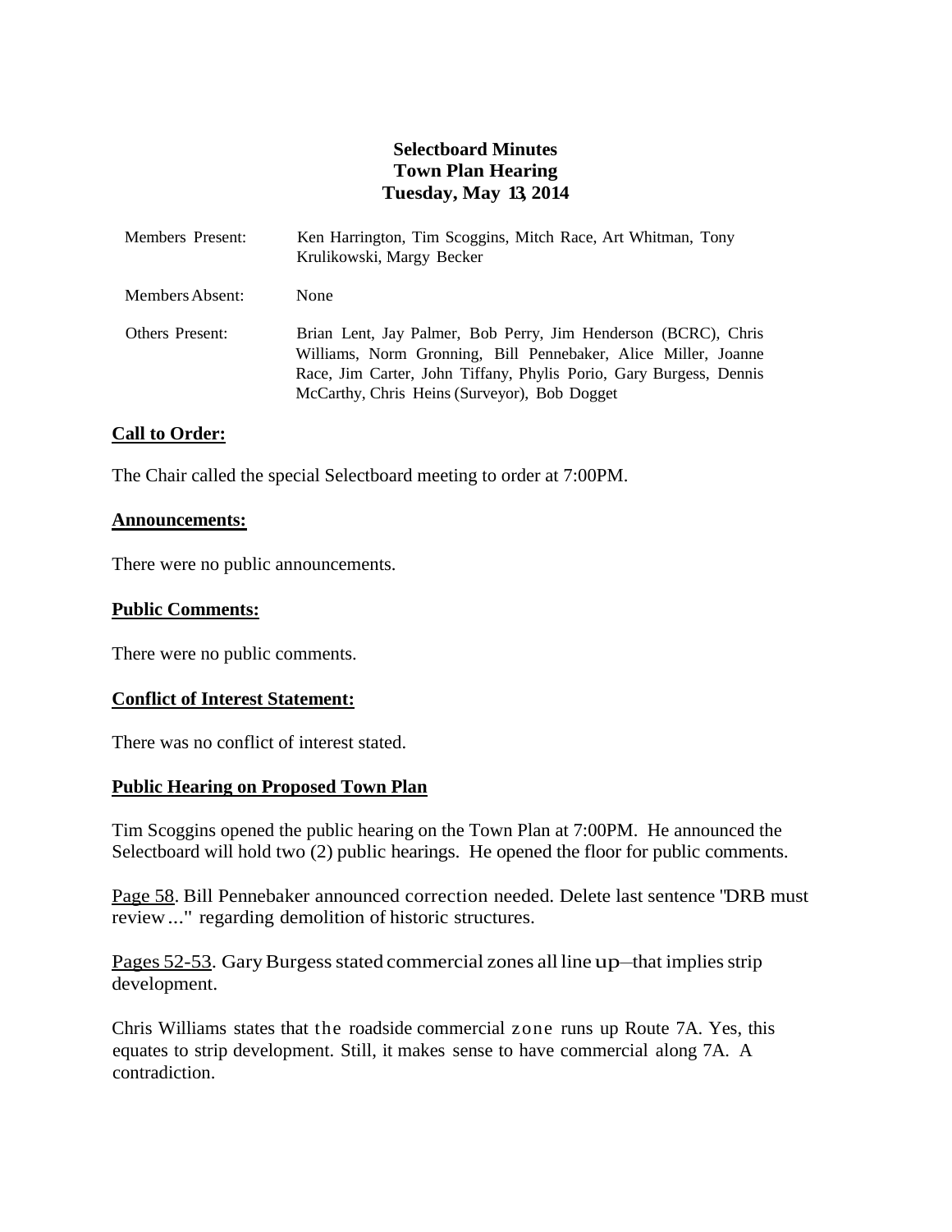**Selectboard Minutes**
**Town Plan Hearing**
**Tuesday, May 13, 2014**

| | |
|---|---|
| Members Present: | Ken Harrington, Tim Scoggins, Mitch Race, Art Whitman, Tony Krulikowski, Margy Becker |
| Members Absent: | None |
| Others Present: | Brian Lent, Jay Palmer, Bob Perry, Jim Henderson (BCRC), Chris Williams, Norm Gronning, Bill Pennebaker, Alice Miller, Joanne Race, Jim Carter, John Tiffany, Phylis Porio, Gary Burgess, Dennis McCarthy, Chris Heins (Surveyor), Bob Dogget |

**Call to Order:**

The Chair called the special Selectboard meeting to order at 7:00PM.

**Announcements:**

There were no public announcements.

**Public Comments:**

There were no public comments.

**Conflict of Interest Statement:**

There was no conflict of interest stated.

**Public Hearing on Proposed Town Plan**

Tim Scoggins opened the public hearing on the Town Plan at 7:00PM. He announced the Selectboard will hold two (2) public hearings. He opened the floor for public comments.

Page 58. Bill Pennebaker announced correction needed. Delete last sentence "DRB must review..." regarding demolition of historic structures.

Pages 52-53. Gary Burgess stated commercial zones all line up—that implies strip development.

Chris Williams states that the roadside commercial zone runs up Route 7A. Yes, this equates to strip development. Still, it makes sense to have commercial along 7A. A contradiction.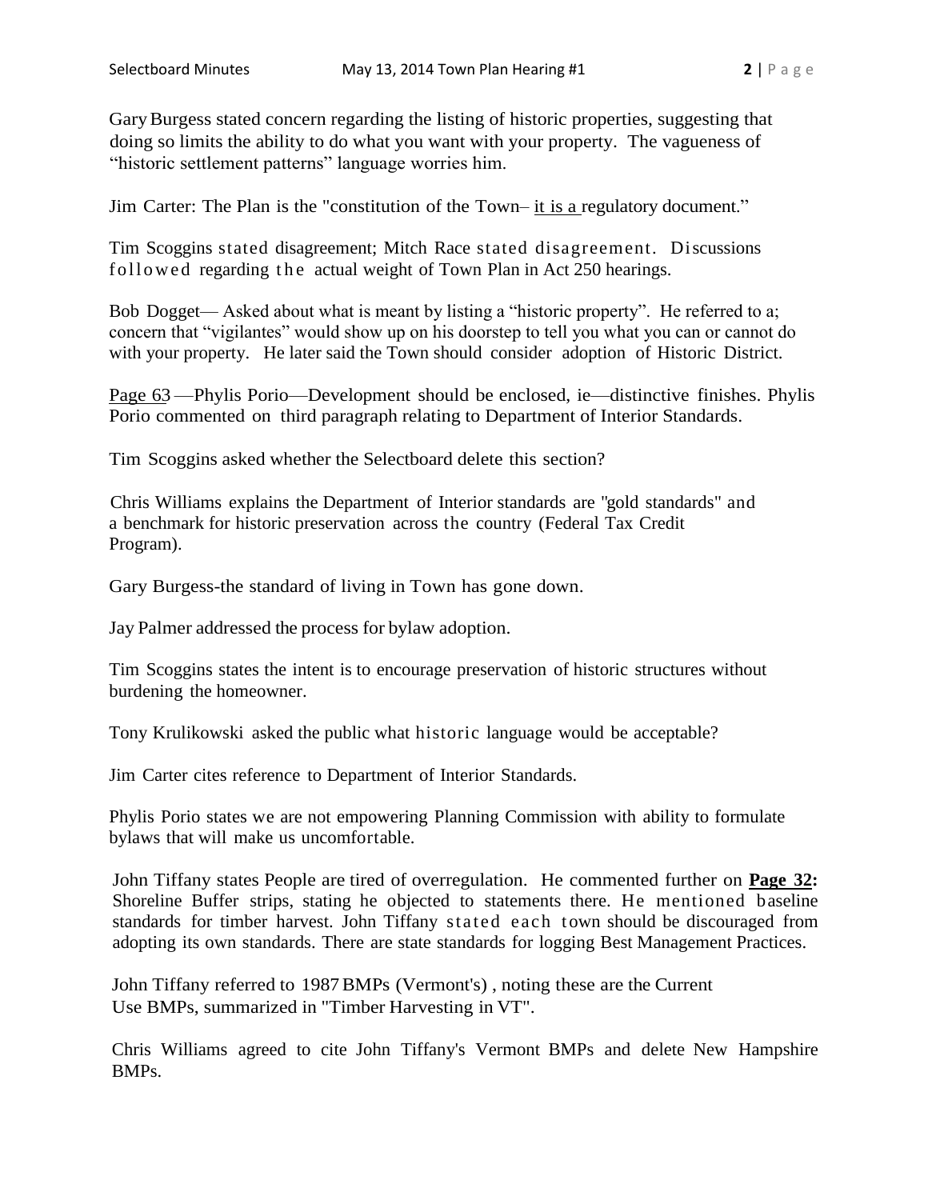Gary Burgess stated concern regarding the listing of historic properties, suggesting that doing so limits the ability to do what you want with your property. The vagueness of "historic settlement patterns" language worries him.

Jim Carter: The Plan is the "constitution of the Town– it is a regulatory document."

Tim Scoggins stated disagreement; Mitch Race stated disagreement. Discussions followed regarding the actual weight of Town Plan in Act 250 hearings.

Bob Dogget— Asked about what is meant by listing a "historic property". He referred to a; concern that "vigilantes" would show up on his doorstep to tell you what you can or cannot do with your property. He later said the Town should consider adoption of Historic District.

Page 63 —Phylis Porio—Development should be enclosed, ie—distinctive finishes. Phylis Porio commented on third paragraph relating to Department of Interior Standards.

Tim Scoggins asked whether the Selectboard delete this section?

Chris Williams explains the Department of Interior standards are "gold standards" and a benchmark for historic preservation across the country (Federal Tax Credit Program).

Gary Burgess-the standard of living in Town has gone down.

Jay Palmer addressed the process for bylaw adoption.

Tim Scoggins states the intent is to encourage preservation of historic structures without burdening the homeowner.

Tony Krulikowski asked the public what historic language would be acceptable?

Jim Carter cites reference to Department of Interior Standards.

Phylis Porio states we are not empowering Planning Commission with ability to formulate bylaws that will make us uncomfortable.

John Tiffany states People are tired of overregulation. He commented further on **Page 32:** Shoreline Buffer strips, stating he objected to statements there. He mentioned baseline standards for timber harvest. John Tiffany stated each town should be discouraged from adopting its own standards. There are state standards for logging Best Management Practices.

John Tiffany referred to 1987 BMPs (Vermont's) , noting these are the Current Use BMPs, summarized in "Timber Harvesting in VT".

Chris Williams agreed to cite John Tiffany's Vermont BMPs and delete New Hampshire BMPs.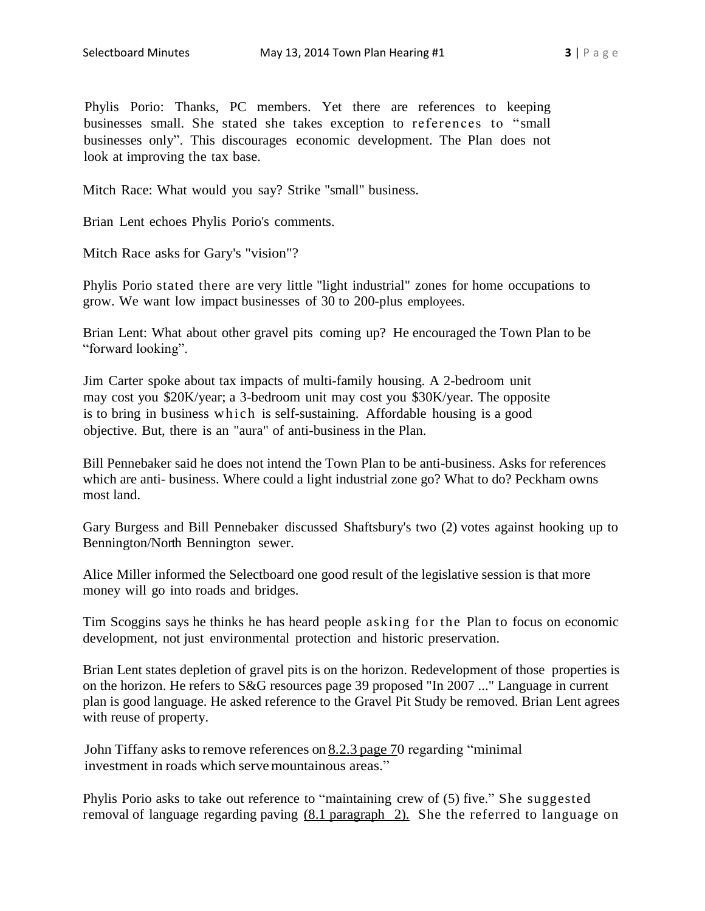Phylis Porio: Thanks, PC members. Yet there are references to keeping businesses small. She stated she takes exception to references to "small businesses only". This discourages economic development. The Plan does not look at improving the tax base.

Mitch Race: What would you say? Strike "small" business.

Brian Lent echoes Phylis Porio's comments.

Mitch Race asks for Gary's "vision"?

Phylis Porio stated there are very little "light industrial" zones for home occupations to grow. We want low impact businesses of 30 to 200-plus employees.

Brian Lent: What about other gravel pits coming up? He encouraged the Town Plan to be "forward looking".

Jim Carter spoke about tax impacts of multi-family housing. A 2-bedroom unit may cost you $20K/year; a 3-bedroom unit may cost you $30K/year. The opposite is to bring in business which is self-sustaining. Affordable housing is a good objective. But, there is an "aura" of anti-business in the Plan.

Bill Pennebaker said he does not intend the Town Plan to be anti-business. Asks for references which are anti- business. Where could a light industrial zone go? What to do? Peckham owns most land.

Gary Burgess and Bill Pennebaker discussed Shaftsbury's two (2) votes against hooking up to Bennington/North Bennington sewer.

Alice Miller informed the Selectboard one good result of the legislative session is that more money will go into roads and bridges.

Tim Scoggins says he thinks he has heard people asking for the Plan to focus on economic development, not just environmental protection and historic preservation.

Brian Lent states depletion of gravel pits is on the horizon. Redevelopment of those properties is on the horizon. He refers to S&G resources page 39 proposed "In 2007 ..." Language in current plan is good language. He asked reference to the Gravel Pit Study be removed. Brian Lent agrees with reuse of property.

John Tiffany asks to remove references on 8.2.3 page 70 regarding "minimal investment in roads which serve mountainous areas."

Phylis Porio asks to take out reference to "maintaining crew of (5) five." She suggested removal of language regarding paving (8.1 paragraph 2). She the referred to language on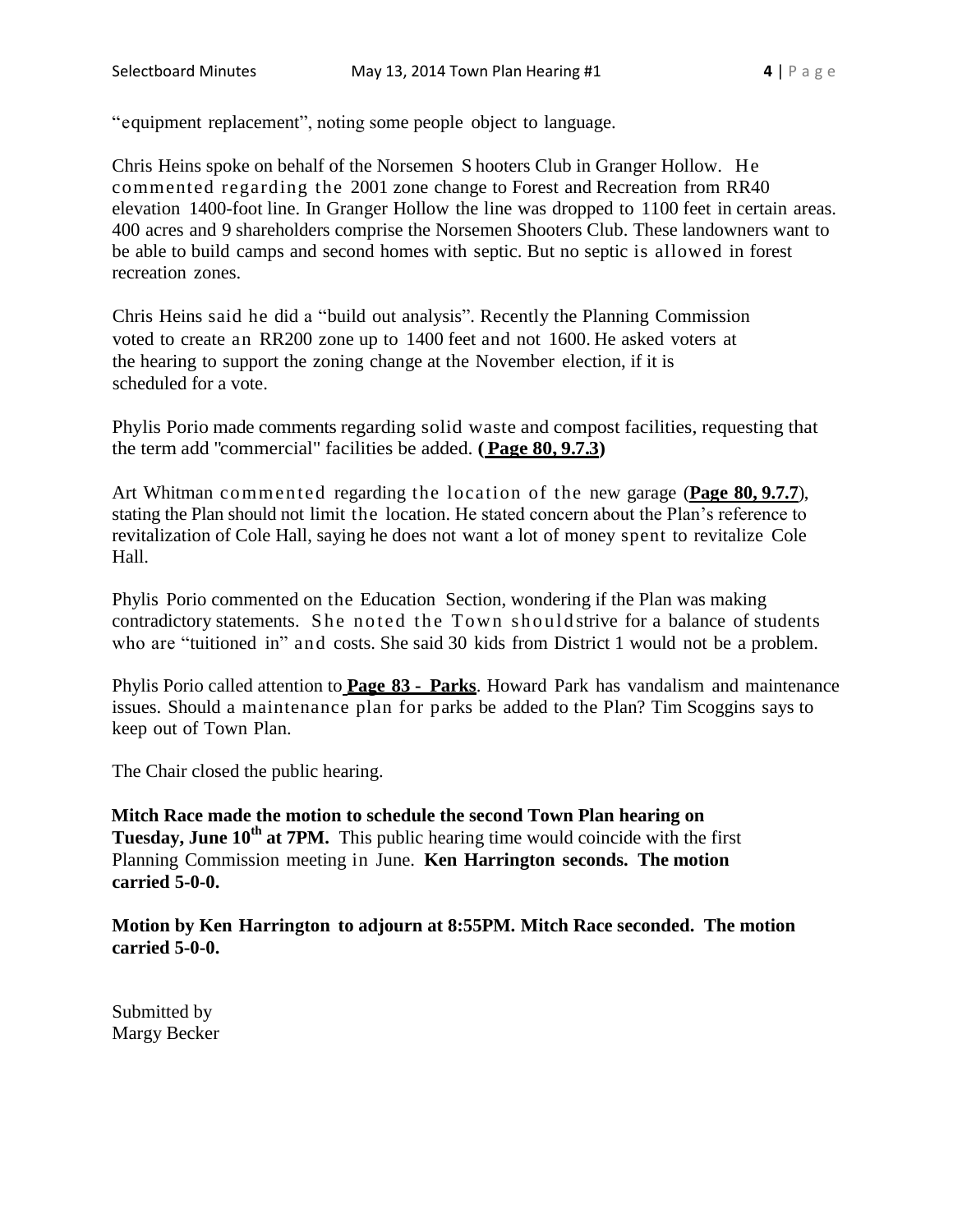"equipment replacement", noting some people object to language.

Chris Heins spoke on behalf of the Norsemen S hooters Club in Granger Hollow. He commented regarding the 2001 zone change to Forest and Recreation from RR40 elevation 1400-foot line. In Granger Hollow the line was dropped to 1100 feet in certain areas. 400 acres and 9 shareholders comprise the Norsemen Shooters Club. These landowners want to be able to build camps and second homes with septic. But no septic is allowed in forest recreation zones.

Chris Heins said he did a "build out analysis". Recently the Planning Commission voted to create an RR200 zone up to 1400 feet and not 1600. He asked voters at the hearing to support the zoning change at the November election, if it is scheduled for a vote.

Phylis Porio made comments regarding solid waste and compost facilities, requesting that the term add "commercial" facilities be added. **(Page 80, 9.7.3)**

Art Whitman commented regarding the location of the new garage (**Page 80, 9.7.7**), stating the Plan should not limit the location. He stated concern about the Plan's reference to revitalization of Cole Hall, saying he does not want a lot of money spent to revitalize Cole Hall.

Phylis Porio commented on the Education Section, wondering if the Plan was making contradictory statements. She noted the Town should strive for a balance of students who are "tuitioned in" and costs. She said 30 kids from District 1 would not be a problem.

Phylis Porio called attention to **Page 83 - Parks**. Howard Park has vandalism and maintenance issues. Should a maintenance plan for parks be added to the Plan? Tim Scoggins says to keep out of Town Plan.

The Chair closed the public hearing.

**Mitch Race made the motion to schedule the second Town Plan hearing on Tuesday, June 10th at 7PM.** This public hearing time would coincide with the first Planning Commission meeting in June. **Ken Harrington seconds. The motion carried 5-0-0.**

**Motion by Ken Harrington to adjourn at 8:55PM. Mitch Race seconded. The motion carried 5-0-0.**

Submitted by
Margy Becker